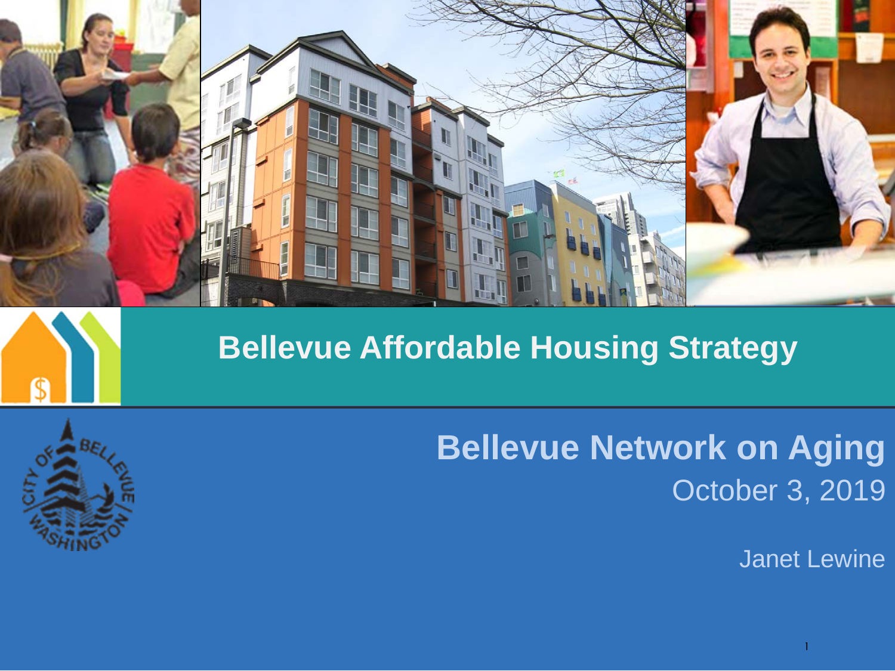# Bellevue Affordable Housing Strategy

## Bellevue Network on Aging

October 3, 2019

Janet Lewine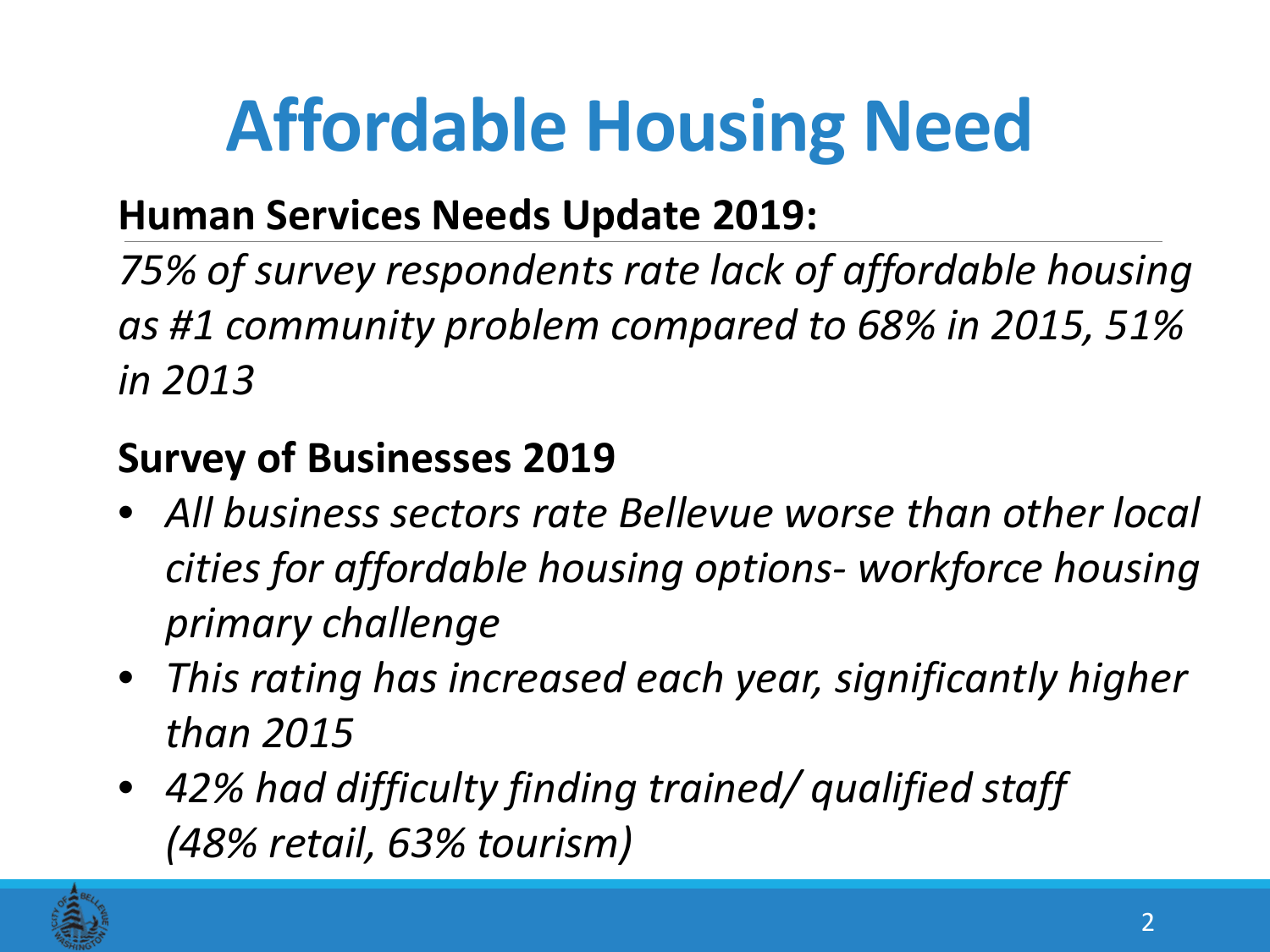# Affordable Housing Need

**Human Services Needs Update 2019:**

*75% of survey respondents rate lack of affordable housing as #1 community problem compared to 68% in 2015, 51% in 2013*

**Survey of Businesses 2019**

- *All business sectors rate Bellevue worse than other local cities for affordable housing options- workforce housing primary challenge*
- *This rating has increased each year, significantly higher than 2015*
- *42% had difficulty finding trained/ qualified staff (48% retail, 63% tourism)*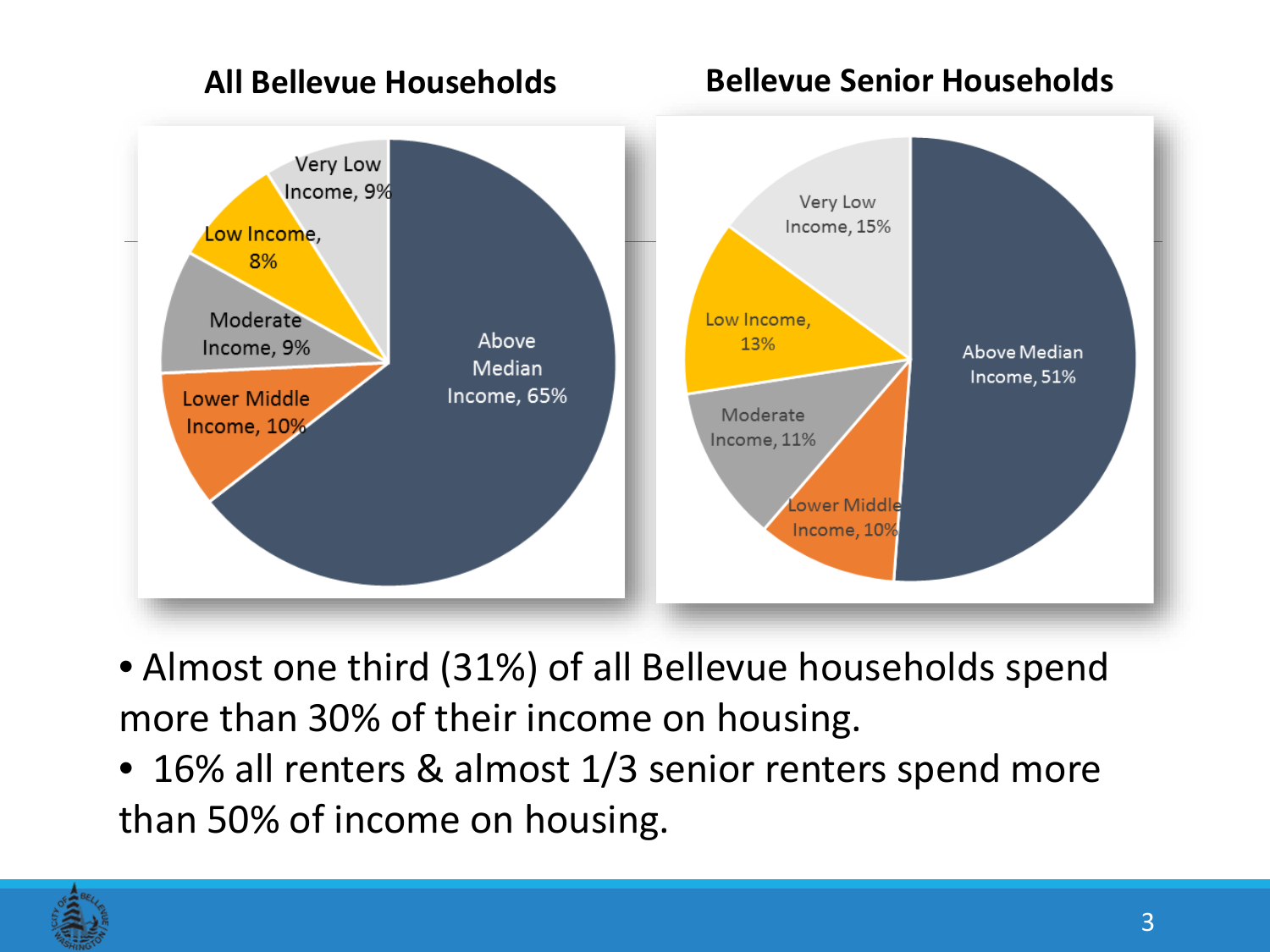**All Bellevue Households**

| Income Category | Percent |
| --- | --- |
| Above Median Income | 65% |
| Lower Middle Income | 10% |
| Moderate Income | 9% |
| Low Income | 8% |
| Very Low Income | 9% |

**Bellevue Senior Households**

| Income Category | Percent |
| --- | --- |
| Above Median Income | 51% |
| Lower Middle Income | 10% |
| Moderate Income | 11% |
| Low Income | 13% |
| Very Low Income | 15% |

- Almost one third (31%) of all Bellevue households spend more than 30% of their income on housing.
- 16% all renters & almost 1/3 senior renters spend more than 50% of income on housing.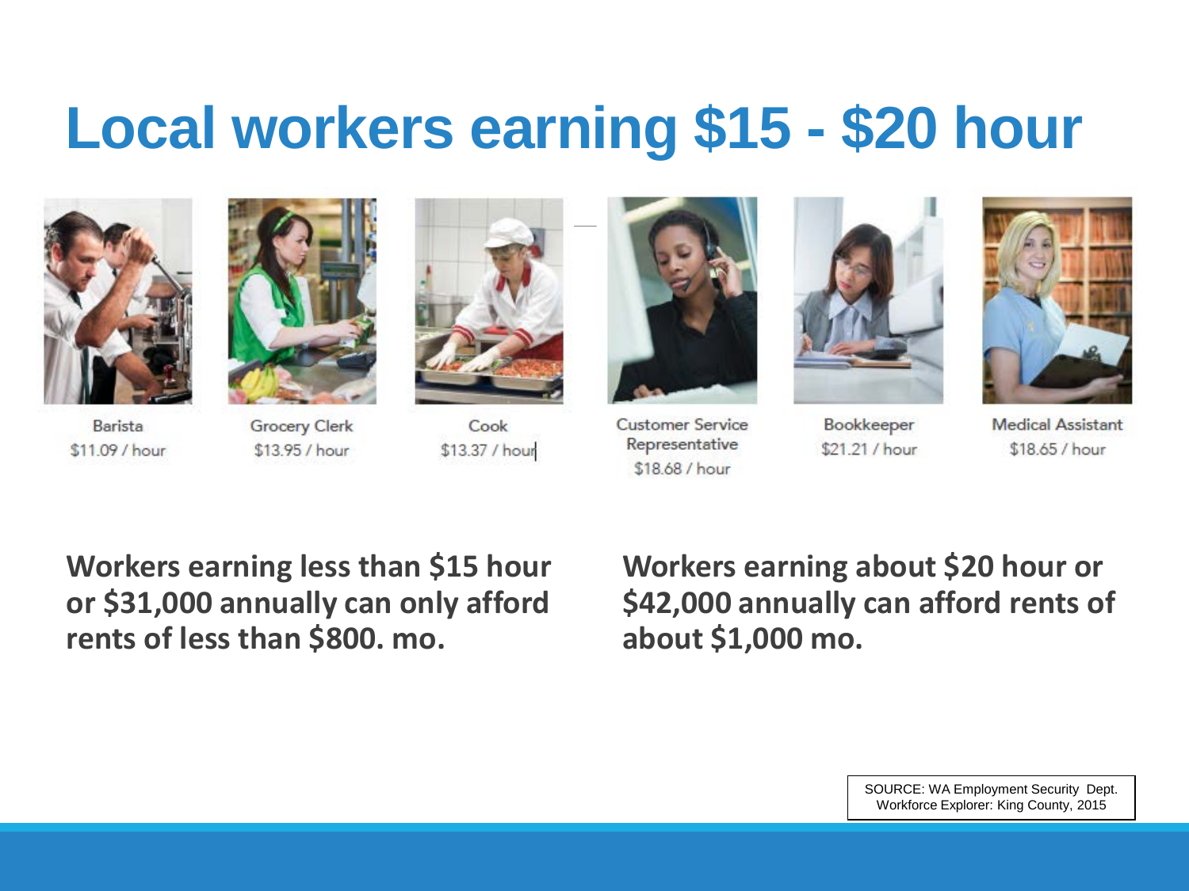# Local workers earning $15 - $20 hour

| Occupation | Wage |
| --- | --- |
| Barista | $11.09 / hour |
| Grocery Clerk | $13.95 / hour |
| Cook | $13.37 / hour |
| Customer Service Representative | $18.68 / hour |
| Bookkeeper | $21.21 / hour |
| Medical Assistant | $18.65 / hour |

**Workers earning less than $15 hour or $31,000 annually can only afford rents of less than $800. mo.**

**Workers earning about $20 hour or $42,000 annually can afford rents of about $1,000 mo.**

SOURCE: WA Employment Security Dept. Workforce Explorer: King County, 2015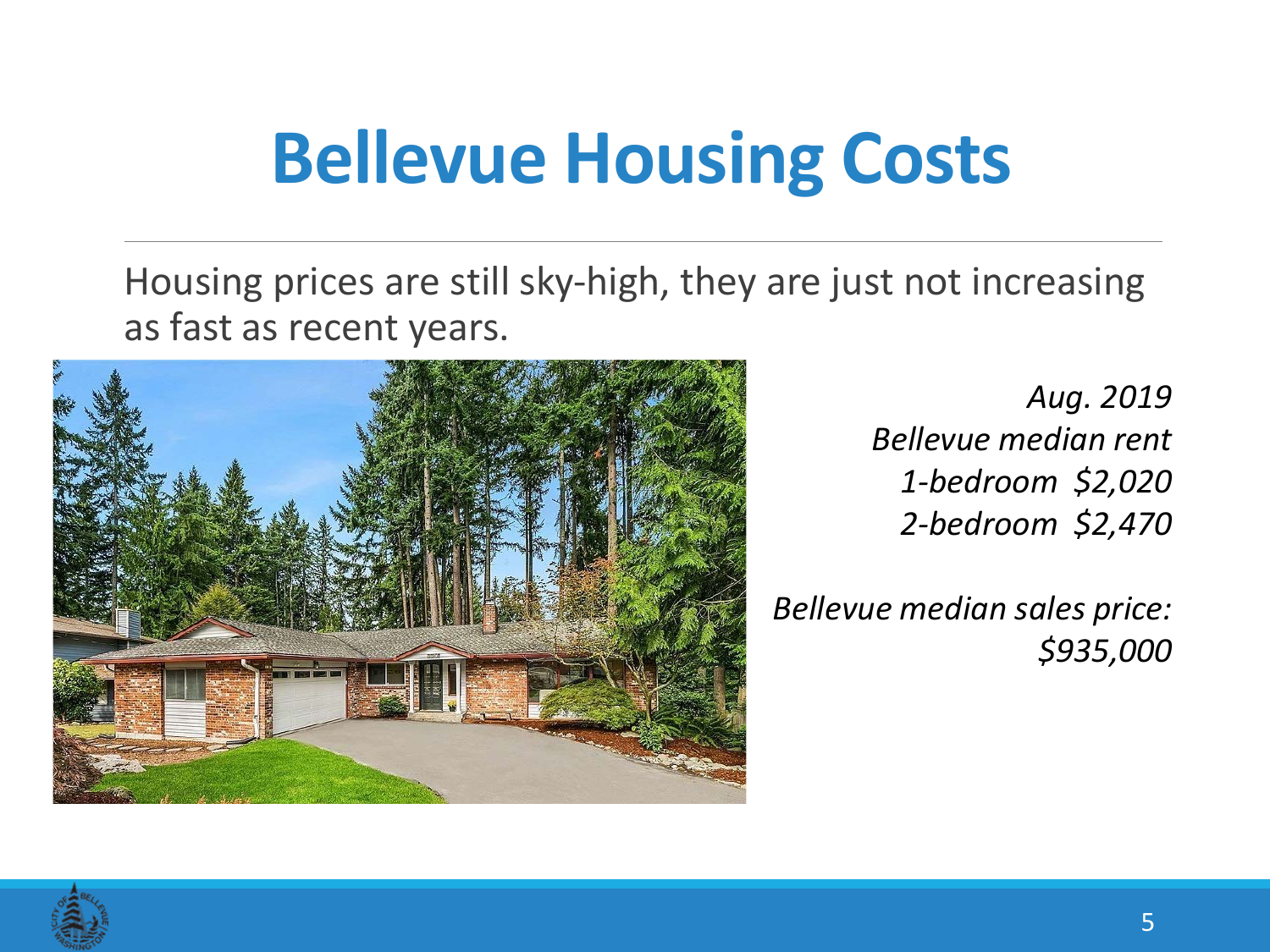# Bellevue Housing Costs

Housing prices are still sky-high, they are just not increasing as fast as recent years.

*Aug. 2019*
*Bellevue median rent*
*1-bedroom $2,020*
*2-bedroom $2,470*

*Bellevue median sales price:*
*$935,000*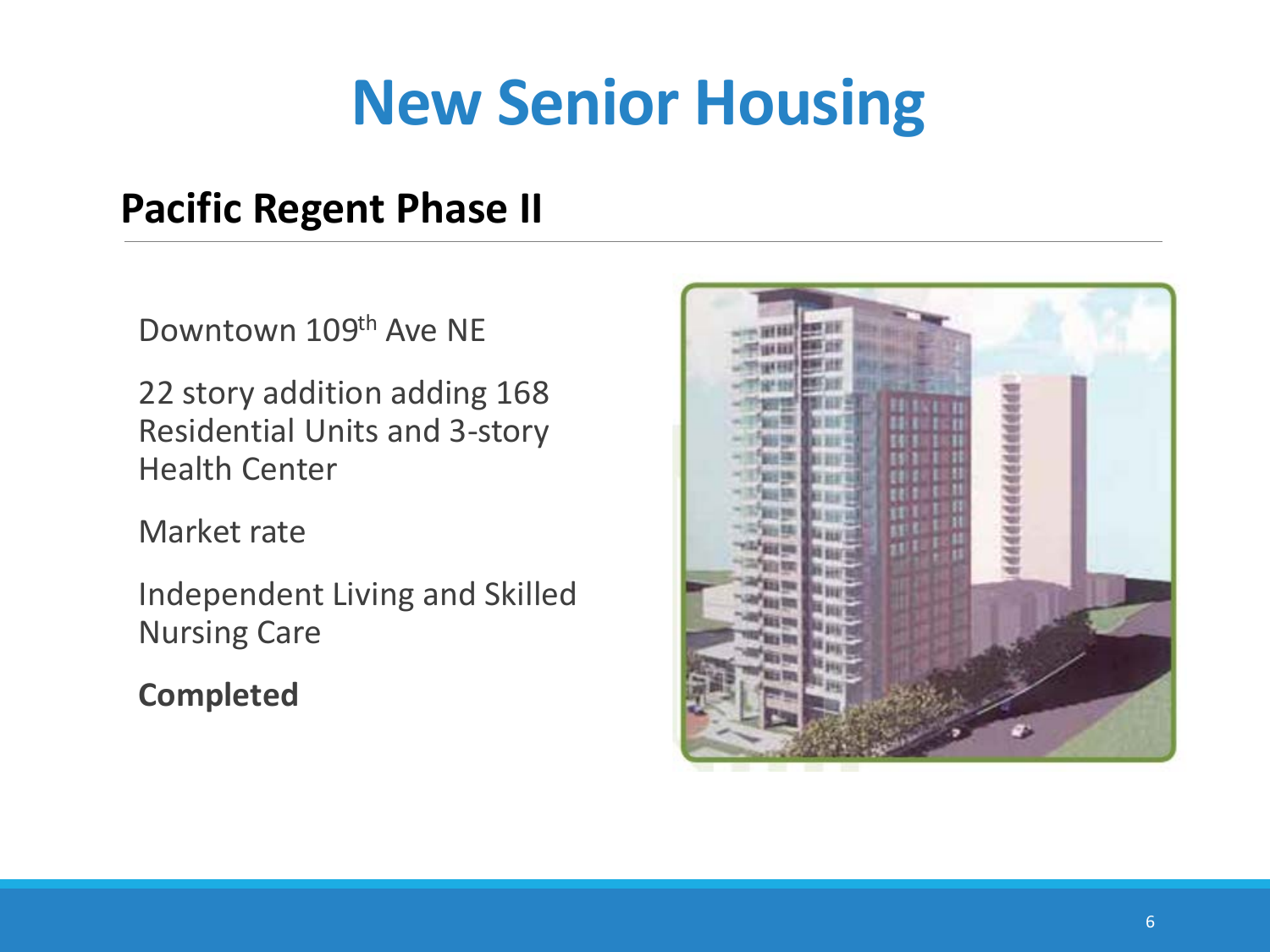# New Senior Housing

## Pacific Regent Phase II

Downtown 109th Ave NE

22 story addition adding 168 Residential Units and 3-story Health Center

Market rate

Independent Living and Skilled Nursing Care

**Completed**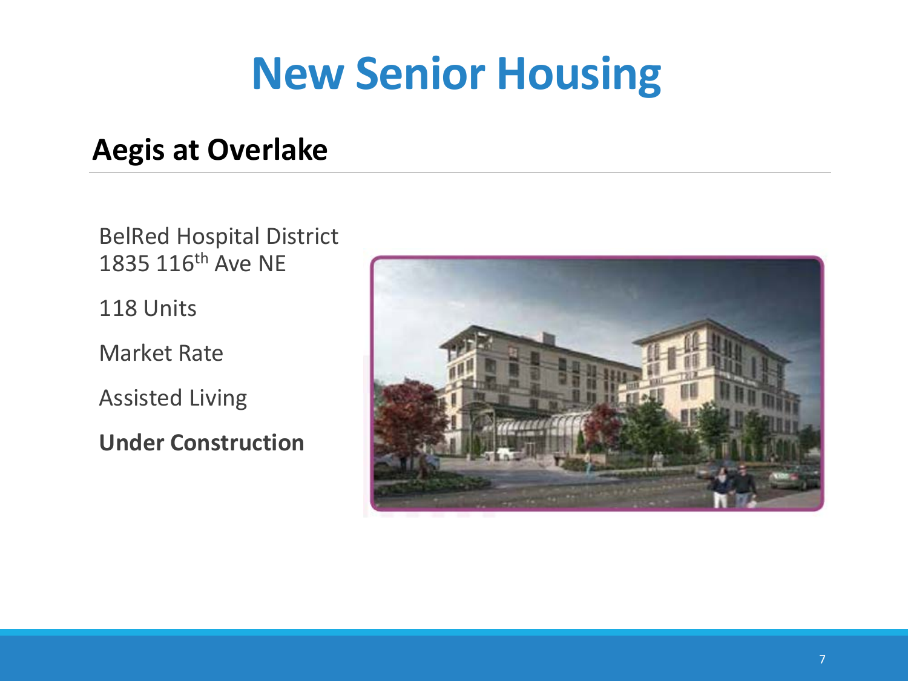# New Senior Housing

## Aegis at Overlake

BelRed Hospital District
1835 116th Ave NE

118 Units

Market Rate

Assisted Living

**Under Construction**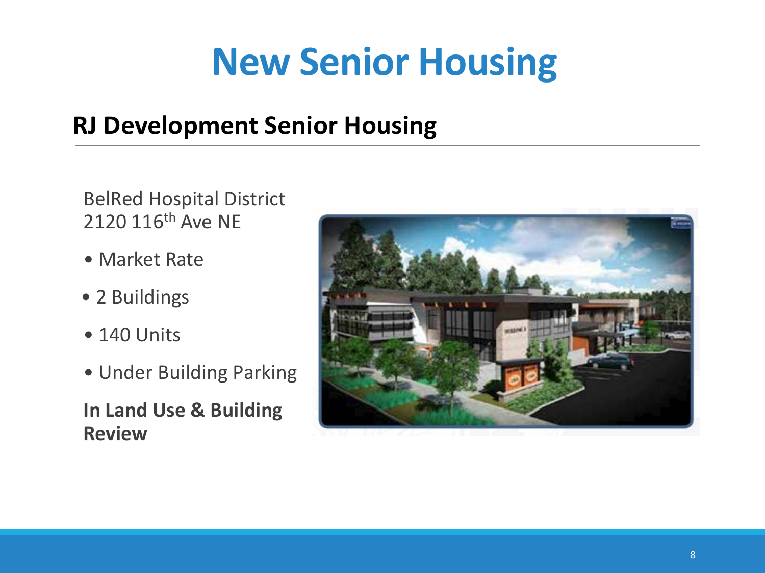# New Senior Housing

## RJ Development Senior Housing

BelRed Hospital District
2120 116th Ave NE

- Market Rate
- 2 Buildings
- 140 Units
- Under Building Parking

**In Land Use & Building Review**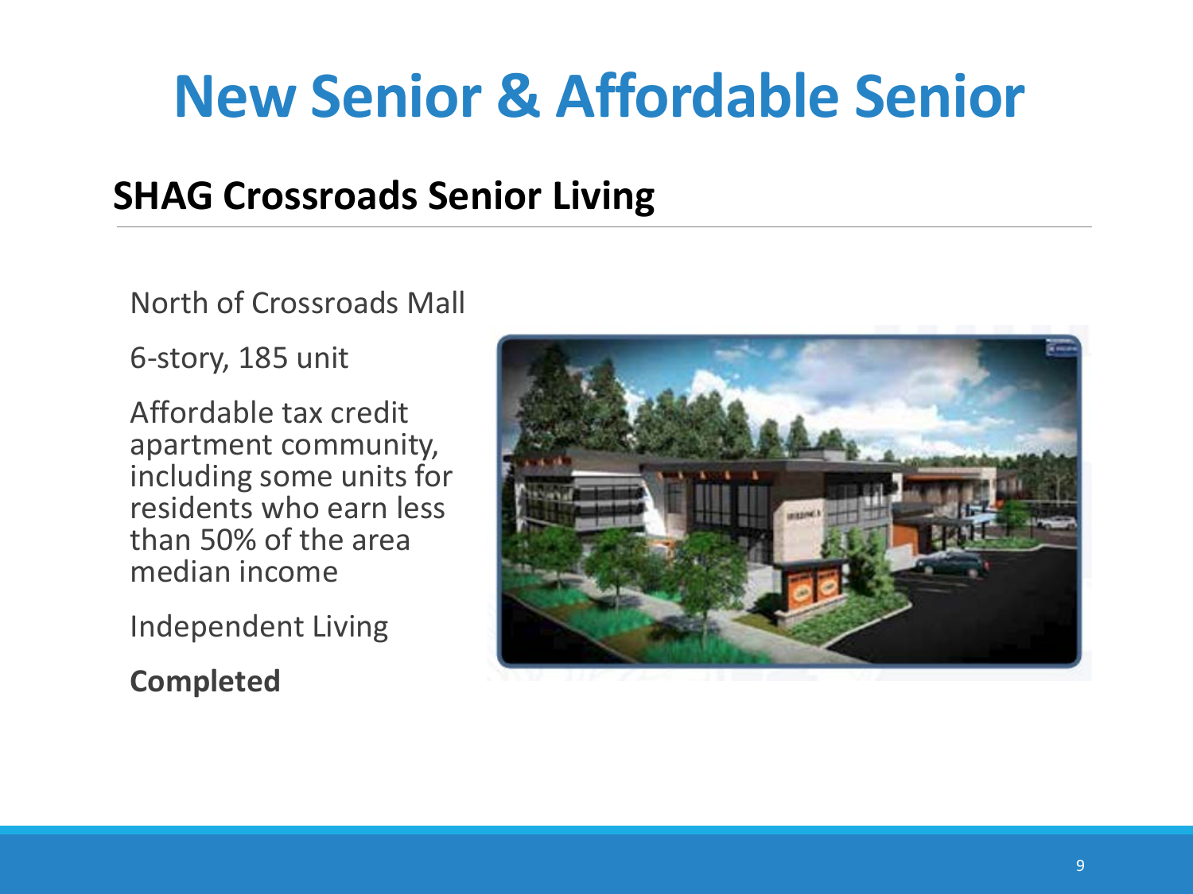# New Senior & Affordable Senior

## SHAG Crossroads Senior Living

North of Crossroads Mall

6-story, 185 unit

Affordable tax credit apartment community, including some units for residents who earn less than 50% of the area median income

Independent Living

**Completed**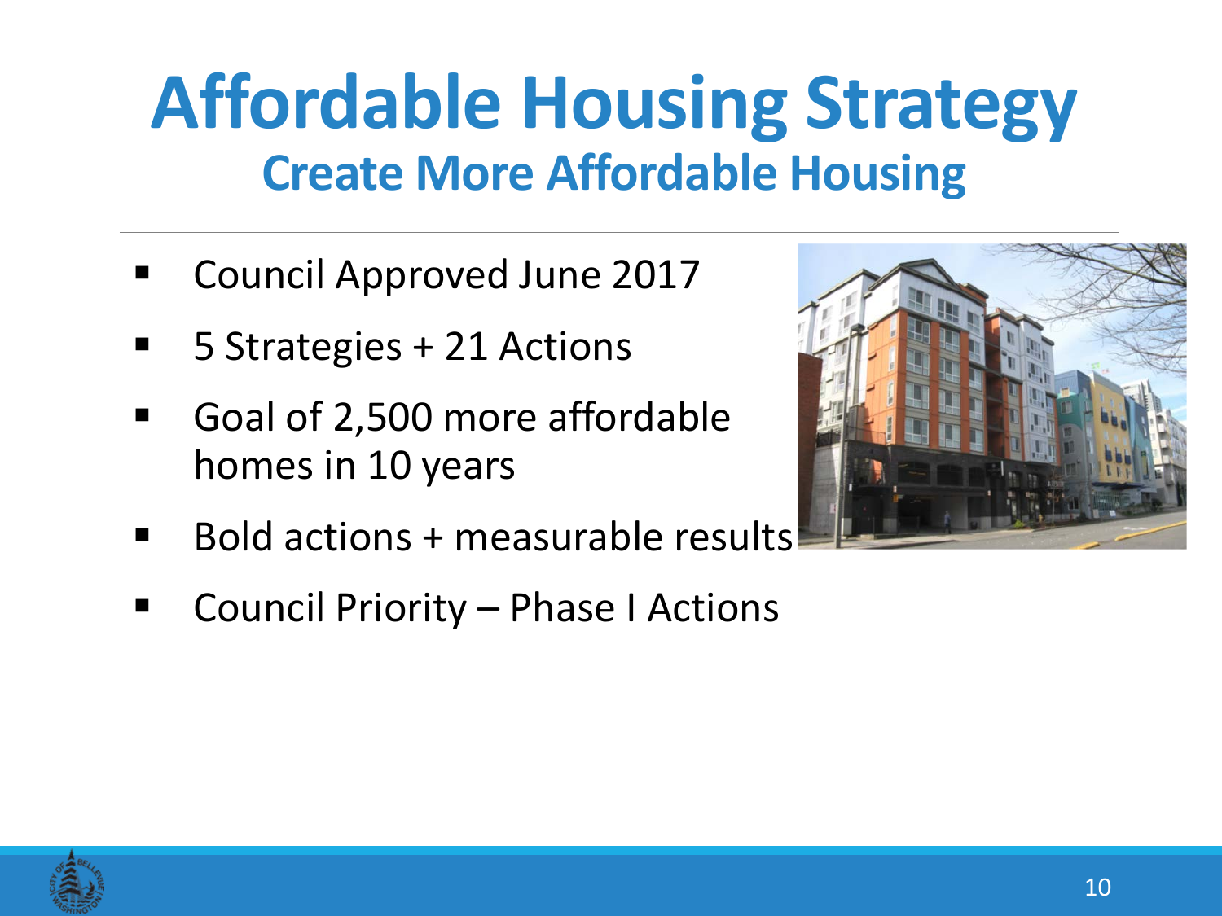# Affordable Housing Strategy

## Create More Affordable Housing

- Council Approved June 2017
- 5 Strategies + 21 Actions
- Goal of 2,500 more affordable homes in 10 years
- Bold actions + measurable results
- Council Priority – Phase I Actions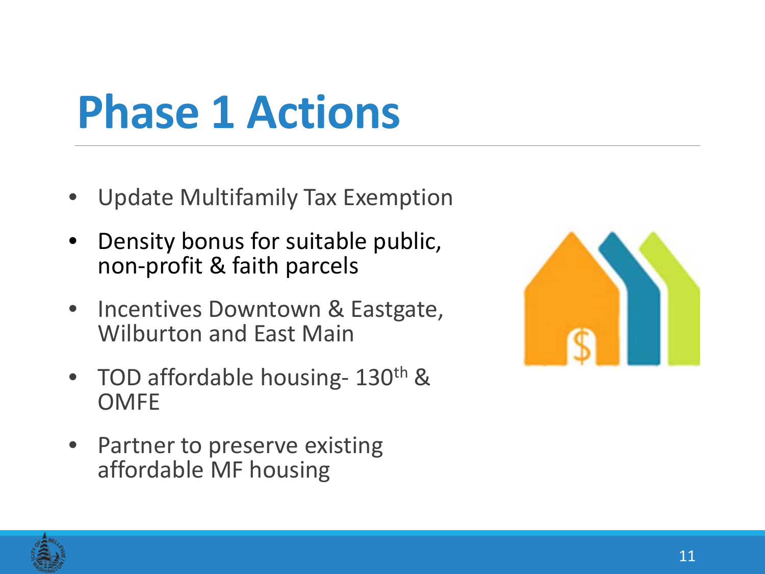# Phase 1 Actions

- Update Multifamily Tax Exemption
- Density bonus for suitable public, non-profit & faith parcels
- Incentives Downtown & Eastgate, Wilburton and East Main
- TOD affordable housing- 130th & OMFE
- Partner to preserve existing affordable MF housing